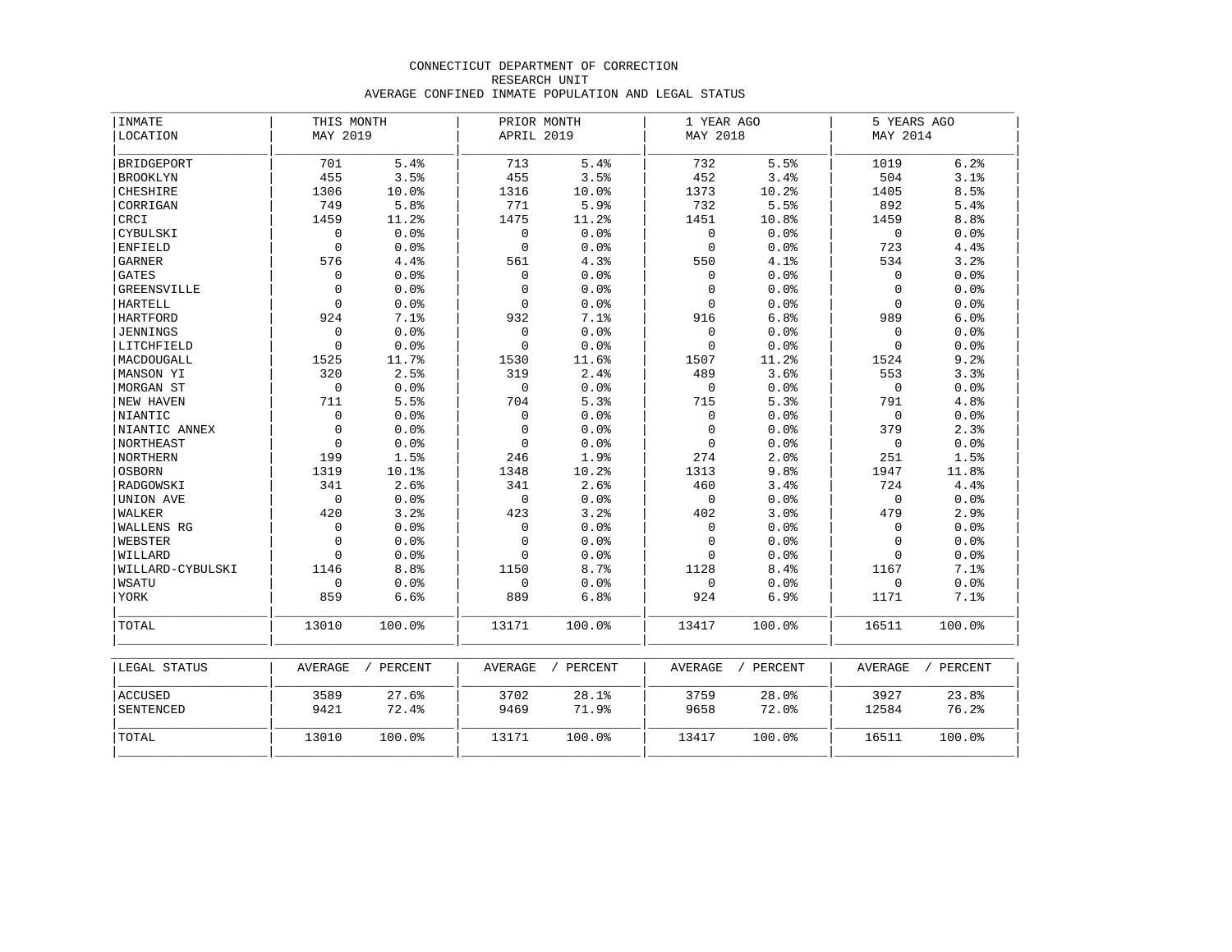CONNECTICUT DEPARTMENT OF CORRECTION
RESEARCH UNIT
AVERAGE CONFINED INMATE POPULATION AND LEGAL STATUS

| INMATE LOCATION | THIS MONTH MAY 2019 | | PRIOR MONTH APRIL 2019 | | 1 YEAR AGO MAY 2018 | | 5 YEARS AGO MAY 2014 | |
|---|---|---|---|---|---|---|---|---|
| BRIDGEPORT | 701 | 5.4% | 713 | 5.4% | 732 | 5.5% | 1019 | 6.2% |
| BROOKLYN | 455 | 3.5% | 455 | 3.5% | 452 | 3.4% | 504 | 3.1% |
| CHESHIRE | 1306 | 10.0% | 1316 | 10.0% | 1373 | 10.2% | 1405 | 8.5% |
| CORRIGAN | 749 | 5.8% | 771 | 5.9% | 732 | 5.5% | 892 | 5.4% |
| CRCI | 1459 | 11.2% | 1475 | 11.2% | 1451 | 10.8% | 1459 | 8.8% |
| CYBULSKI | 0 | 0.0% | 0 | 0.0% | 0 | 0.0% | 0 | 0.0% |
| ENFIELD | 0 | 0.0% | 0 | 0.0% | 0 | 0.0% | 723 | 4.4% |
| GARNER | 576 | 4.4% | 561 | 4.3% | 550 | 4.1% | 534 | 3.2% |
| GATES | 0 | 0.0% | 0 | 0.0% | 0 | 0.0% | 0 | 0.0% |
| GREENSVILLE | 0 | 0.0% | 0 | 0.0% | 0 | 0.0% | 0 | 0.0% |
| HARTELL | 0 | 0.0% | 0 | 0.0% | 0 | 0.0% | 0 | 0.0% |
| HARTFORD | 924 | 7.1% | 932 | 7.1% | 916 | 6.8% | 989 | 6.0% |
| JENNINGS | 0 | 0.0% | 0 | 0.0% | 0 | 0.0% | 0 | 0.0% |
| LITCHFIELD | 0 | 0.0% | 0 | 0.0% | 0 | 0.0% | 0 | 0.0% |
| MACDOUGALL | 1525 | 11.7% | 1530 | 11.6% | 1507 | 11.2% | 1524 | 9.2% |
| MANSON YI | 320 | 2.5% | 319 | 2.4% | 489 | 3.6% | 553 | 3.3% |
| MORGAN ST | 0 | 0.0% | 0 | 0.0% | 0 | 0.0% | 0 | 0.0% |
| NEW HAVEN | 711 | 5.5% | 704 | 5.3% | 715 | 5.3% | 791 | 4.8% |
| NIANTIC | 0 | 0.0% | 0 | 0.0% | 0 | 0.0% | 0 | 0.0% |
| NIANTIC ANNEX | 0 | 0.0% | 0 | 0.0% | 0 | 0.0% | 379 | 2.3% |
| NORTHEAST | 0 | 0.0% | 0 | 0.0% | 0 | 0.0% | 0 | 0.0% |
| NORTHERN | 199 | 1.5% | 246 | 1.9% | 274 | 2.0% | 251 | 1.5% |
| OSBORN | 1319 | 10.1% | 1348 | 10.2% | 1313 | 9.8% | 1947 | 11.8% |
| RADGOWSKI | 341 | 2.6% | 341 | 2.6% | 460 | 3.4% | 724 | 4.4% |
| UNION AVE | 0 | 0.0% | 0 | 0.0% | 0 | 0.0% | 0 | 0.0% |
| WALKER | 420 | 3.2% | 423 | 3.2% | 402 | 3.0% | 479 | 2.9% |
| WALLENS RG | 0 | 0.0% | 0 | 0.0% | 0 | 0.0% | 0 | 0.0% |
| WEBSTER | 0 | 0.0% | 0 | 0.0% | 0 | 0.0% | 0 | 0.0% |
| WILLARD | 0 | 0.0% | 0 | 0.0% | 0 | 0.0% | 0 | 0.0% |
| WILLARD-CYBULSKI | 1146 | 8.8% | 1150 | 8.7% | 1128 | 8.4% | 1167 | 7.1% |
| WSATU | 0 | 0.0% | 0 | 0.0% | 0 | 0.0% | 0 | 0.0% |
| YORK | 859 | 6.6% | 889 | 6.8% | 924 | 6.9% | 1171 | 7.1% |
| TOTAL | 13010 | 100.0% | 13171 | 100.0% | 13417 | 100.0% | 16511 | 100.0% |

| LEGAL STATUS | AVERAGE | / PERCENT | AVERAGE | / PERCENT | AVERAGE | / PERCENT | AVERAGE | / PERCENT |
|---|---|---|---|---|---|---|---|---|
| ACCUSED | 3589 | 27.6% | 3702 | 28.1% | 3759 | 28.0% | 3927 | 23.8% |
| SENTENCED | 9421 | 72.4% | 9469 | 71.9% | 9658 | 72.0% | 12584 | 76.2% |
| TOTAL | 13010 | 100.0% | 13171 | 100.0% | 13417 | 100.0% | 16511 | 100.0% |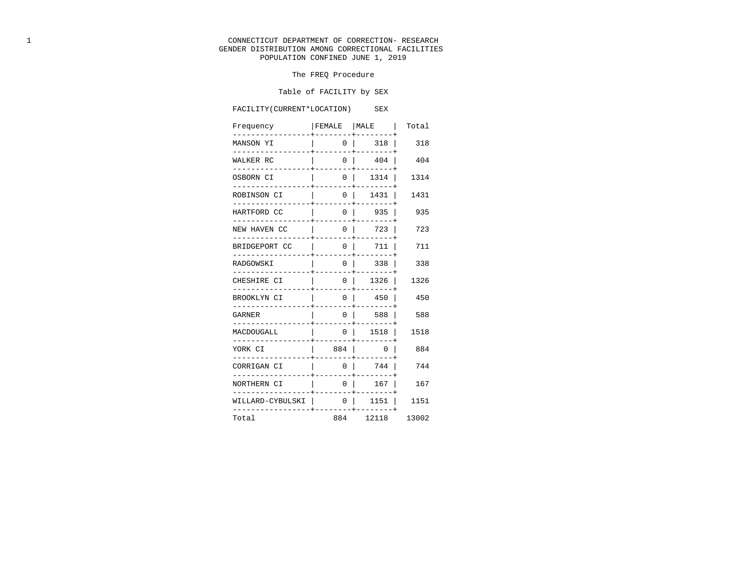CONNECTICUT DEPARTMENT OF CORRECTION- RESEARCH
GENDER DISTRIBUTION AMONG CORRECTIONAL FACILITIES
POPULATION CONFINED JUNE 1, 2019

The FREQ Procedure

Table of FACILITY by SEX

| FACILITY(CURRENT*LOCATION) Frequency | SEX: FEMALE | SEX: MALE | Total |
|---|---|---|---|
| MANSON YI | 0 | 318 | 318 |
| WALKER RC | 0 | 404 | 404 |
| OSBORN CI | 0 | 1314 | 1314 |
| ROBINSON CI | 0 | 1431 | 1431 |
| HARTFORD CC | 0 | 935 | 935 |
| NEW HAVEN CC | 0 | 723 | 723 |
| BRIDGEPORT CC | 0 | 711 | 711 |
| RADGOWSKI | 0 | 338 | 338 |
| CHESHIRE CI | 0 | 1326 | 1326 |
| BROOKLYN CI | 0 | 450 | 450 |
| GARNER | 0 | 588 | 588 |
| MACDOUGALL | 0 | 1518 | 1518 |
| YORK CI | 884 | 0 | 884 |
| CORRIGAN CI | 0 | 744 | 744 |
| NORTHERN CI | 0 | 167 | 167 |
| WILLARD-CYBULSKI | 0 | 1151 | 1151 |
| Total | 884 | 12118 | 13002 |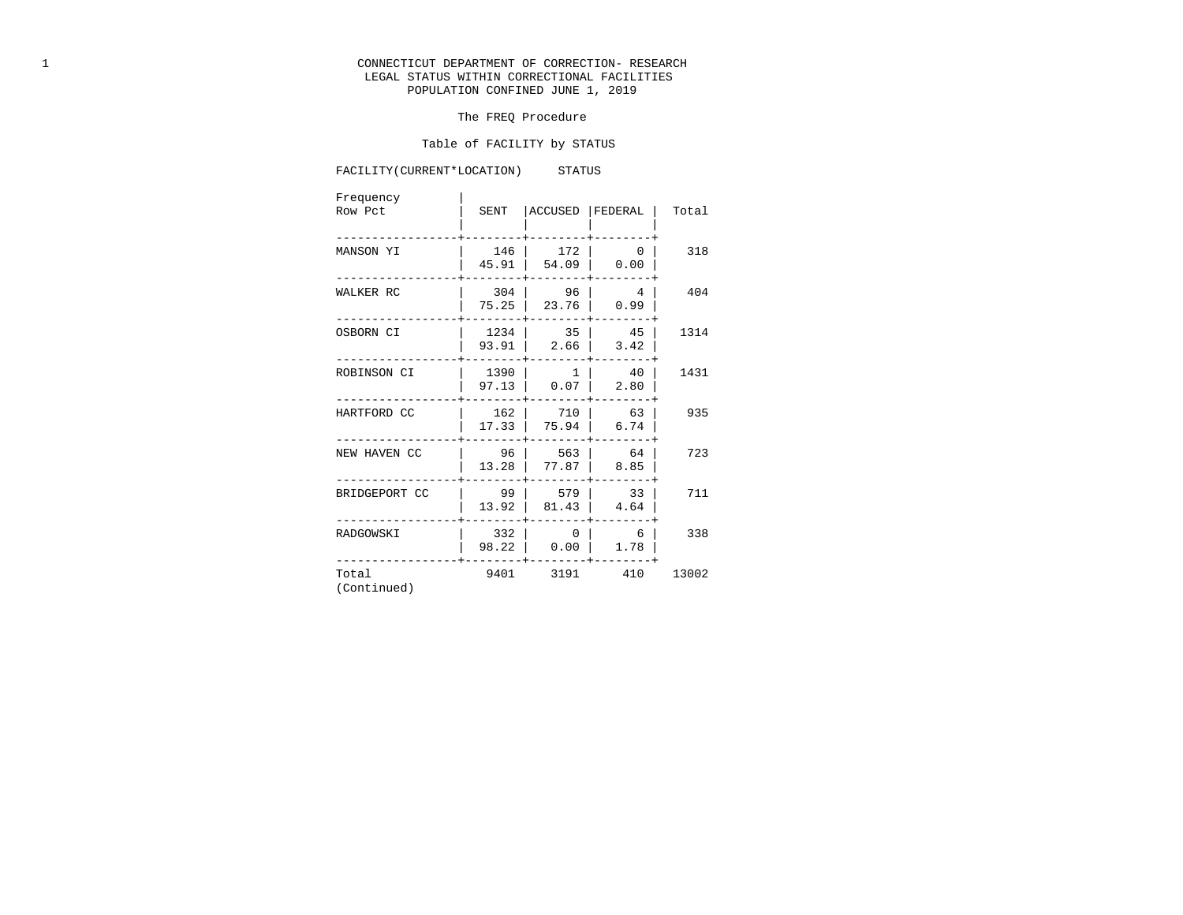CONNECTICUT DEPARTMENT OF CORRECTION- RESEARCH
LEGAL STATUS WITHIN CORRECTIONAL FACILITIES
POPULATION CONFINED JUNE 1, 2019

The FREQ Procedure

Table of FACILITY by STATUS

FACILITY(CURRENT*LOCATION)     STATUS

| Frequency / Row Pct | SENT | ACCUSED | FEDERAL | Total |
|---|---|---|---|---|
| MANSON YI | 146 | 172 | 0 | 318 |
| | 45.91 | 54.09 | 0.00 | |
| WALKER RC | 304 | 96 | 4 | 404 |
| | 75.25 | 23.76 | 0.99 | |
| OSBORN CI | 1234 | 35 | 45 | 1314 |
| | 93.91 | 2.66 | 3.42 | |
| ROBINSON CI | 1390 | 1 | 40 | 1431 |
| | 97.13 | 0.07 | 2.80 | |
| HARTFORD CC | 162 | 710 | 63 | 935 |
| | 17.33 | 75.94 | 6.74 | |
| NEW HAVEN CC | 96 | 563 | 64 | 723 |
| | 13.28 | 77.87 | 8.85 | |
| BRIDGEPORT CC | 99 | 579 | 33 | 711 |
| | 13.92 | 81.43 | 4.64 | |
| RADGOWSKI | 332 | 0 | 6 | 338 |
| | 98.22 | 0.00 | 1.78 | |
| Total | 9401 | 3191 | 410 | 13002 |

(Continued)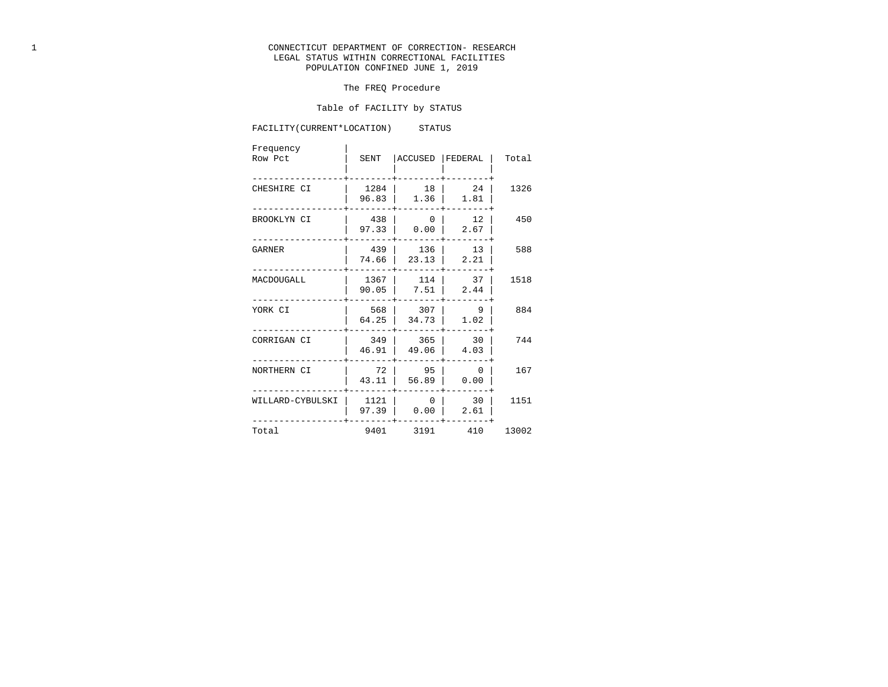CONNECTICUT DEPARTMENT OF CORRECTION- RESEARCH
LEGAL STATUS WITHIN CORRECTIONAL FACILITIES
POPULATION CONFINED JUNE 1, 2019

The FREQ Procedure

Table of FACILITY by STATUS

FACILITY(CURRENT*LOCATION)     STATUS

| Frequency / Row Pct | SENT | ACCUSED | FEDERAL | Total |
|---|---|---|---|---|
| CHESHIRE CI | 1284 | 18 | 24 | 1326 |
| | 96.83 | 1.36 | 1.81 | |
| BROOKLYN CI | 438 | 0 | 12 | 450 |
| | 97.33 | 0.00 | 2.67 | |
| GARNER | 439 | 136 | 13 | 588 |
| | 74.66 | 23.13 | 2.21 | |
| MACDOUGALL | 1367 | 114 | 37 | 1518 |
| | 90.05 | 7.51 | 2.44 | |
| YORK CI | 568 | 307 | 9 | 884 |
| | 64.25 | 34.73 | 1.02 | |
| CORRIGAN CI | 349 | 365 | 30 | 744 |
| | 46.91 | 49.06 | 4.03 | |
| NORTHERN CI | 72 | 95 | 0 | 167 |
| | 43.11 | 56.89 | 0.00 | |
| WILLARD-CYBULSKI | 1121 | 0 | 30 | 1151 |
| | 97.39 | 0.00 | 2.61 | |
| Total | 9401 | 3191 | 410 | 13002 |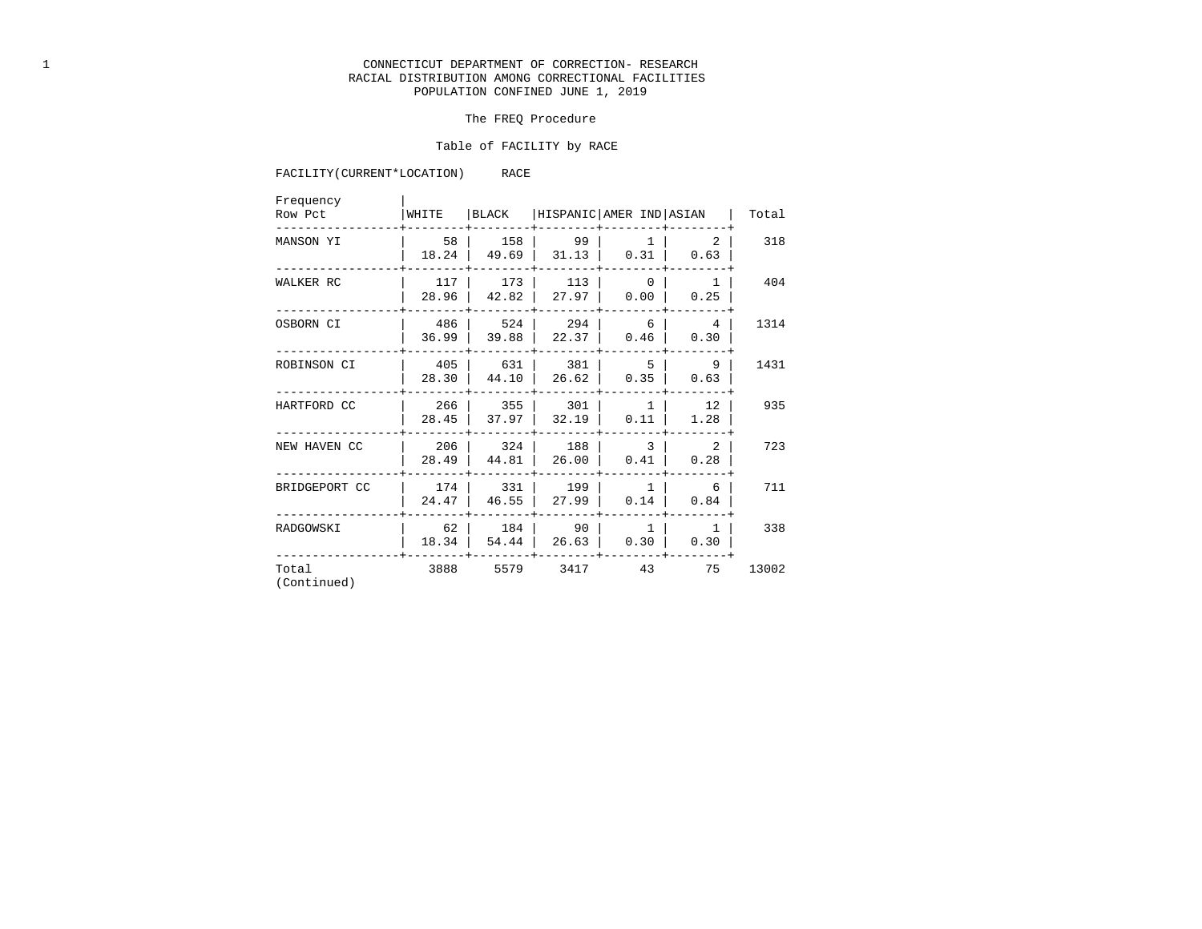CONNECTICUT DEPARTMENT OF CORRECTION- RESEARCH
RACIAL DISTRIBUTION AMONG CORRECTIONAL FACILITIES
POPULATION CONFINED JUNE 1, 2019

The FREQ Procedure

Table of FACILITY by RACE

| FACILITY(CURRENT*LOCATION) / Frequency / Row Pct | | WHITE | BLACK | HISPANIC | AMER IND | ASIAN | Total |
|---|---|---|---|---|---|---|---|
| MANSON YI | Frequency | 58 | 158 | 99 | 1 | 2 | 318 |
| | Row Pct | 18.24 | 49.69 | 31.13 | 0.31 | 0.63 | |
| WALKER RC | Frequency | 117 | 173 | 113 | 0 | 1 | 404 |
| | Row Pct | 28.96 | 42.82 | 27.97 | 0.00 | 0.25 | |
| OSBORN CI | Frequency | 486 | 524 | 294 | 6 | 4 | 1314 |
| | Row Pct | 36.99 | 39.88 | 22.37 | 0.46 | 0.30 | |
| ROBINSON CI | Frequency | 405 | 631 | 381 | 5 | 9 | 1431 |
| | Row Pct | 28.30 | 44.10 | 26.62 | 0.35 | 0.63 | |
| HARTFORD CC | Frequency | 266 | 355 | 301 | 1 | 12 | 935 |
| | Row Pct | 28.45 | 37.97 | 32.19 | 0.11 | 1.28 | |
| NEW HAVEN CC | Frequency | 206 | 324 | 188 | 3 | 2 | 723 |
| | Row Pct | 28.49 | 44.81 | 26.00 | 0.41 | 0.28 | |
| BRIDGEPORT CC | Frequency | 174 | 331 | 199 | 1 | 6 | 711 |
| | Row Pct | 24.47 | 46.55 | 27.99 | 0.14 | 0.84 | |
| RADGOWSKI | Frequency | 62 | 184 | 90 | 1 | 1 | 338 |
| | Row Pct | 18.34 | 54.44 | 26.63 | 0.30 | 0.30 | |
| Total | | 3888 | 5579 | 3417 | 43 | 75 | 13002 |

(Continued)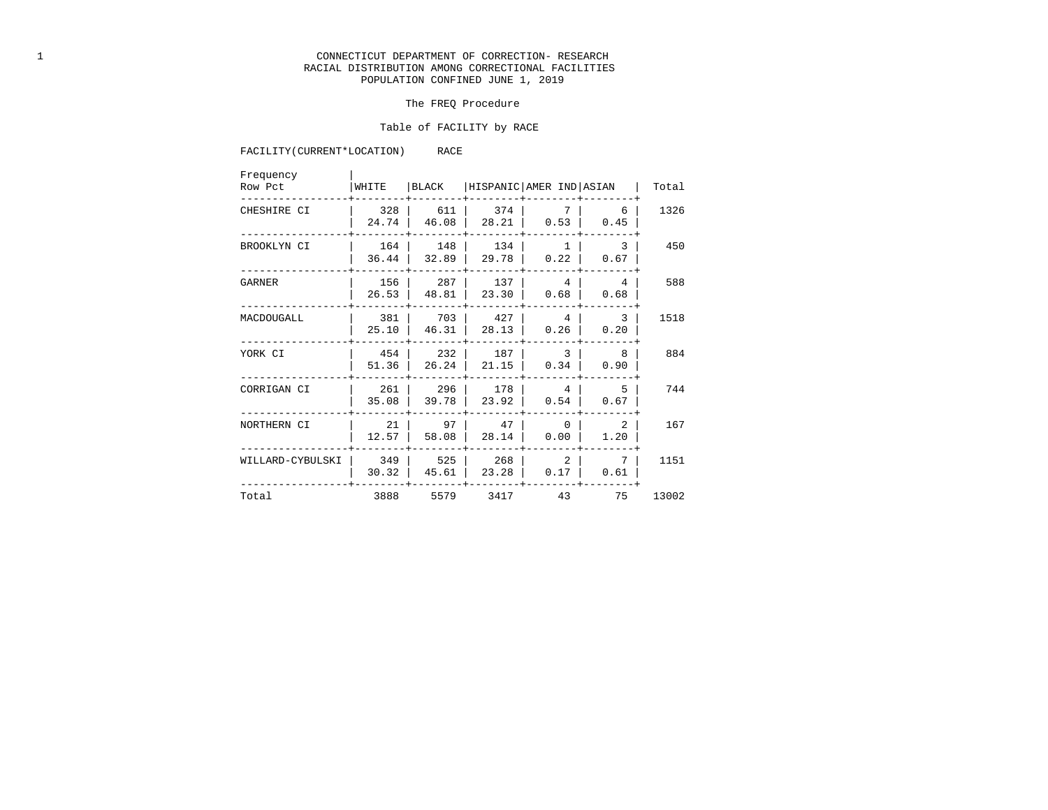CONNECTICUT DEPARTMENT OF CORRECTION- RESEARCH
RACIAL DISTRIBUTION AMONG CORRECTIONAL FACILITIES
POPULATION CONFINED JUNE 1, 2019

The FREQ Procedure

Table of FACILITY by RACE

FACILITY(CURRENT*LOCATION) RACE

| Frequency / Row Pct | WHITE | BLACK | HISPANIC | AMER IND | ASIAN | Total |
|---|---|---|---|---|---|---|
| CHESHIRE CI | 328 | 611 | 374 | 7 | 6 | 1326 |
| | 24.74 | 46.08 | 28.21 | 0.53 | 0.45 | |
| BROOKLYN CI | 164 | 148 | 134 | 1 | 3 | 450 |
| | 36.44 | 32.89 | 29.78 | 0.22 | 0.67 | |
| GARNER | 156 | 287 | 137 | 4 | 4 | 588 |
| | 26.53 | 48.81 | 23.30 | 0.68 | 0.68 | |
| MACDOUGALL | 381 | 703 | 427 | 4 | 3 | 1518 |
| | 25.10 | 46.31 | 28.13 | 0.26 | 0.20 | |
| YORK CI | 454 | 232 | 187 | 3 | 8 | 884 |
| | 51.36 | 26.24 | 21.15 | 0.34 | 0.90 | |
| CORRIGAN CI | 261 | 296 | 178 | 4 | 5 | 744 |
| | 35.08 | 39.78 | 23.92 | 0.54 | 0.67 | |
| NORTHERN CI | 21 | 97 | 47 | 0 | 2 | 167 |
| | 12.57 | 58.08 | 28.14 | 0.00 | 1.20 | |
| WILLARD-CYBULSKI | 349 | 525 | 268 | 2 | 7 | 1151 |
| | 30.32 | 45.61 | 23.28 | 0.17 | 0.61 | |
| Total | 3888 | 5579 | 3417 | 43 | 75 | 13002 |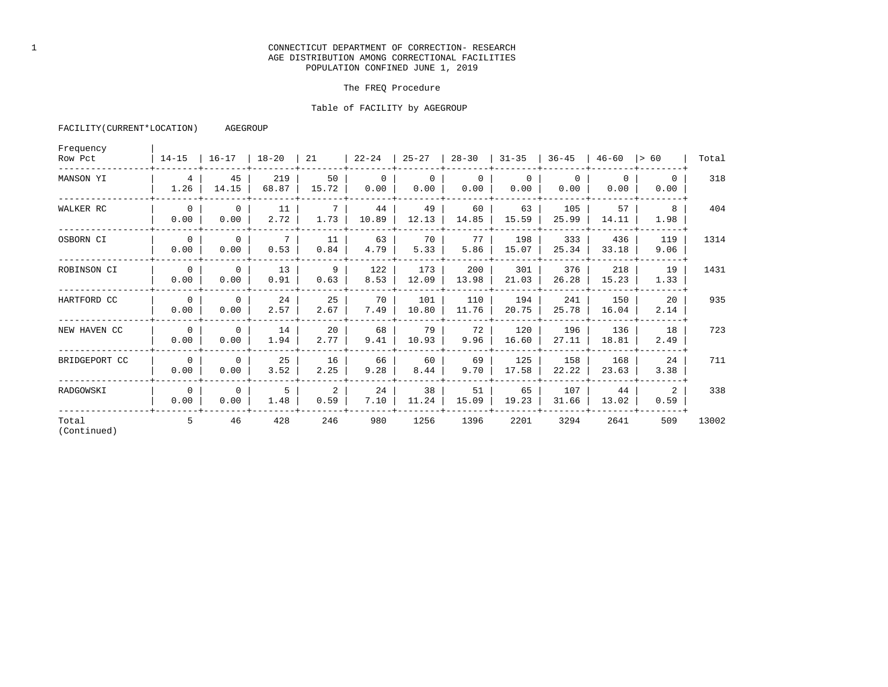CONNECTICUT DEPARTMENT OF CORRECTION- RESEARCH
AGE DISTRIBUTION AMONG CORRECTIONAL FACILITIES
POPULATION CONFINED JUNE 1, 2019

The FREQ Procedure

Table of FACILITY by AGEGROUP

| FACILITY(CURRENT*LOCATION) / AGEGROUP<br>Frequency<br>Row Pct | 14-15 | 16-17 | 18-20 | 21 | 22-24 | 25-27 | 28-30 | 31-35 | 36-45 | 46-60 | > 60 | Total |
|---|---|---|---|---|---|---|---|---|---|---|---|---|
| MANSON YI | 4<br>1.26 | 45<br>14.15 | 219<br>68.87 | 50<br>15.72 | 0<br>0.00 | 0<br>0.00 | 0<br>0.00 | 0<br>0.00 | 0<br>0.00 | 0<br>0.00 | 0<br>0.00 | 318 |
| WALKER RC | 0<br>0.00 | 0<br>0.00 | 11<br>2.72 | 7<br>1.73 | 44<br>10.89 | 49<br>12.13 | 60<br>14.85 | 63<br>15.59 | 105<br>25.99 | 57<br>14.11 | 8<br>1.98 | 404 |
| OSBORN CI | 0<br>0.00 | 0<br>0.00 | 7<br>0.53 | 11<br>0.84 | 63<br>4.79 | 70<br>5.33 | 77<br>5.86 | 198<br>15.07 | 333<br>25.34 | 436<br>33.18 | 119<br>9.06 | 1314 |
| ROBINSON CI | 0<br>0.00 | 0<br>0.00 | 13<br>0.91 | 9<br>0.63 | 122<br>8.53 | 173<br>12.09 | 200<br>13.98 | 301<br>21.03 | 376<br>26.28 | 218<br>15.23 | 19<br>1.33 | 1431 |
| HARTFORD CC | 0<br>0.00 | 0<br>0.00 | 24<br>2.57 | 25<br>2.67 | 70<br>7.49 | 101<br>10.80 | 110<br>11.76 | 194<br>20.75 | 241<br>25.78 | 150<br>16.04 | 20<br>2.14 | 935 |
| NEW HAVEN CC | 0<br>0.00 | 0<br>0.00 | 14<br>1.94 | 20<br>2.77 | 68<br>9.41 | 79<br>10.93 | 72<br>9.96 | 120<br>16.60 | 196<br>27.11 | 136<br>18.81 | 18<br>2.49 | 723 |
| BRIDGEPORT CC | 0<br>0.00 | 0<br>0.00 | 25<br>3.52 | 16<br>2.25 | 66<br>9.28 | 60<br>8.44 | 69<br>9.70 | 125<br>17.58 | 158<br>22.22 | 168<br>23.63 | 24<br>3.38 | 711 |
| RADGOWSKI | 0<br>0.00 | 0<br>0.00 | 5<br>1.48 | 2<br>0.59 | 24<br>7.10 | 38<br>11.24 | 51<br>15.09 | 65<br>19.23 | 107<br>31.66 | 44<br>13.02 | 2<br>0.59 | 338 |
| Total | 5 | 46 | 428 | 246 | 980 | 1256 | 1396 | 2201 | 3294 | 2641 | 509 | 13002 |

(Continued)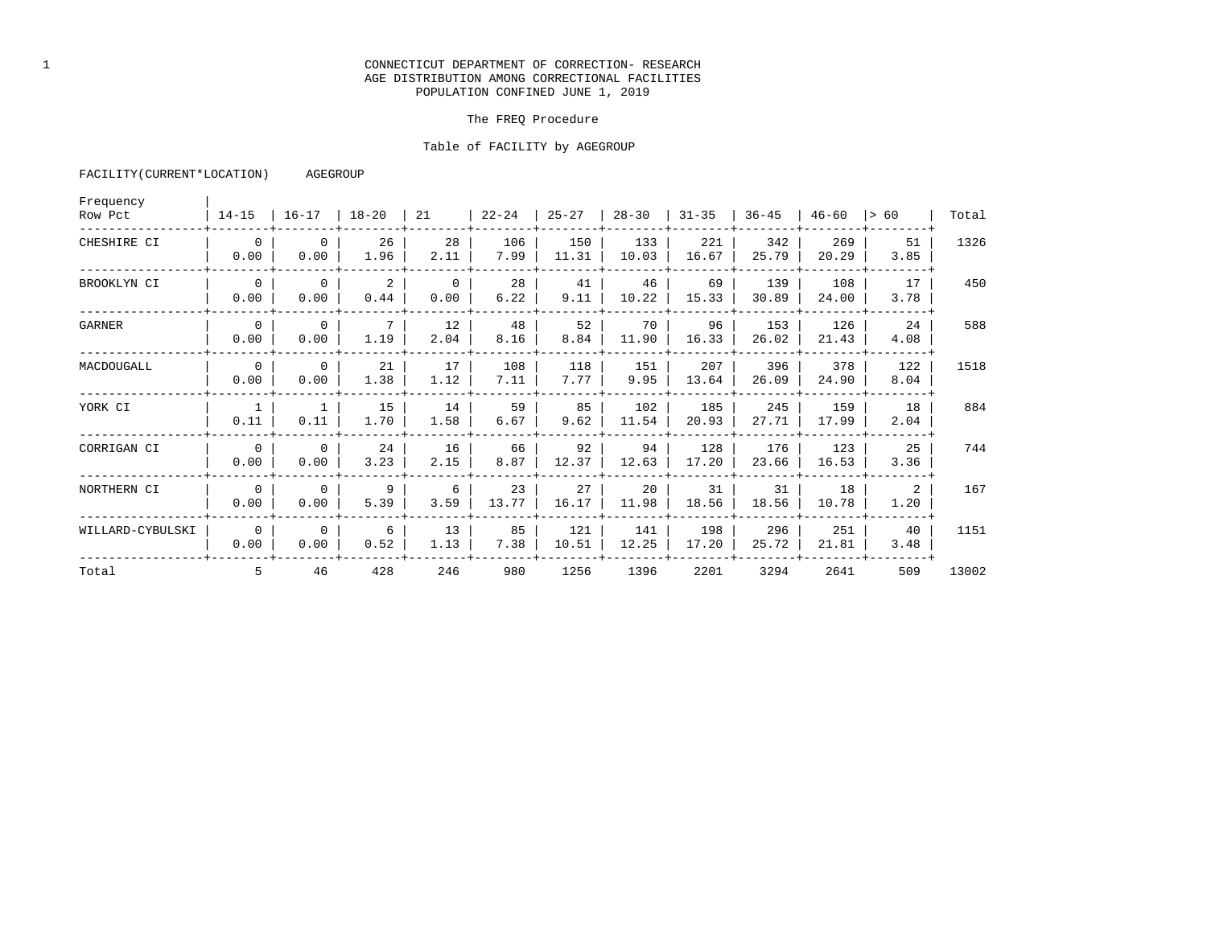CONNECTICUT DEPARTMENT OF CORRECTION- RESEARCH
AGE DISTRIBUTION AMONG CORRECTIONAL FACILITIES
POPULATION CONFINED JUNE 1, 2019

The FREQ Procedure

Table of FACILITY by AGEGROUP

FACILITY(CURRENT*LOCATION) AGEGROUP

| Frequency / Row Pct | 14-15 | 16-17 | 18-20 | 21 | 22-24 | 25-27 | 28-30 | 31-35 | 36-45 | 46-60 | > 60 | Total |
|---|---|---|---|---|---|---|---|---|---|---|---|---|
| CHESHIRE CI | 0 | 0 | 26 | 28 | 106 | 150 | 133 | 221 | 342 | 269 | 51 | 1326 |
| | 0.00 | 0.00 | 1.96 | 2.11 | 7.99 | 11.31 | 10.03 | 16.67 | 25.79 | 20.29 | 3.85 | |
| BROOKLYN CI | 0 | 0 | 2 | 0 | 28 | 41 | 46 | 69 | 139 | 108 | 17 | 450 |
| | 0.00 | 0.00 | 0.44 | 0.00 | 6.22 | 9.11 | 10.22 | 15.33 | 30.89 | 24.00 | 3.78 | |
| GARNER | 0 | 0 | 7 | 12 | 48 | 52 | 70 | 96 | 153 | 126 | 24 | 588 |
| | 0.00 | 0.00 | 1.19 | 2.04 | 8.16 | 8.84 | 11.90 | 16.33 | 26.02 | 21.43 | 4.08 | |
| MACDOUGALL | 0 | 0 | 21 | 17 | 108 | 118 | 151 | 207 | 396 | 378 | 122 | 1518 |
| | 0.00 | 0.00 | 1.38 | 1.12 | 7.11 | 7.77 | 9.95 | 13.64 | 26.09 | 24.90 | 8.04 | |
| YORK CI | 1 | 1 | 15 | 14 | 59 | 85 | 102 | 185 | 245 | 159 | 18 | 884 |
| | 0.11 | 0.11 | 1.70 | 1.58 | 6.67 | 9.62 | 11.54 | 20.93 | 27.71 | 17.99 | 2.04 | |
| CORRIGAN CI | 0 | 0 | 24 | 16 | 66 | 92 | 94 | 128 | 176 | 123 | 25 | 744 |
| | 0.00 | 0.00 | 3.23 | 2.15 | 8.87 | 12.37 | 12.63 | 17.20 | 23.66 | 16.53 | 3.36 | |
| NORTHERN CI | 0 | 0 | 9 | 6 | 23 | 27 | 20 | 31 | 31 | 18 | 2 | 167 |
| | 0.00 | 0.00 | 5.39 | 3.59 | 13.77 | 16.17 | 11.98 | 18.56 | 18.56 | 10.78 | 1.20 | |
| WILLARD-CYBULSKI | 0 | 0 | 6 | 13 | 85 | 121 | 141 | 198 | 296 | 251 | 40 | 1151 |
| | 0.00 | 0.00 | 0.52 | 1.13 | 7.38 | 10.51 | 12.25 | 17.20 | 25.72 | 21.81 | 3.48 | |
| Total | 5 | 46 | 428 | 246 | 980 | 1256 | 1396 | 2201 | 3294 | 2641 | 509 | 13002 |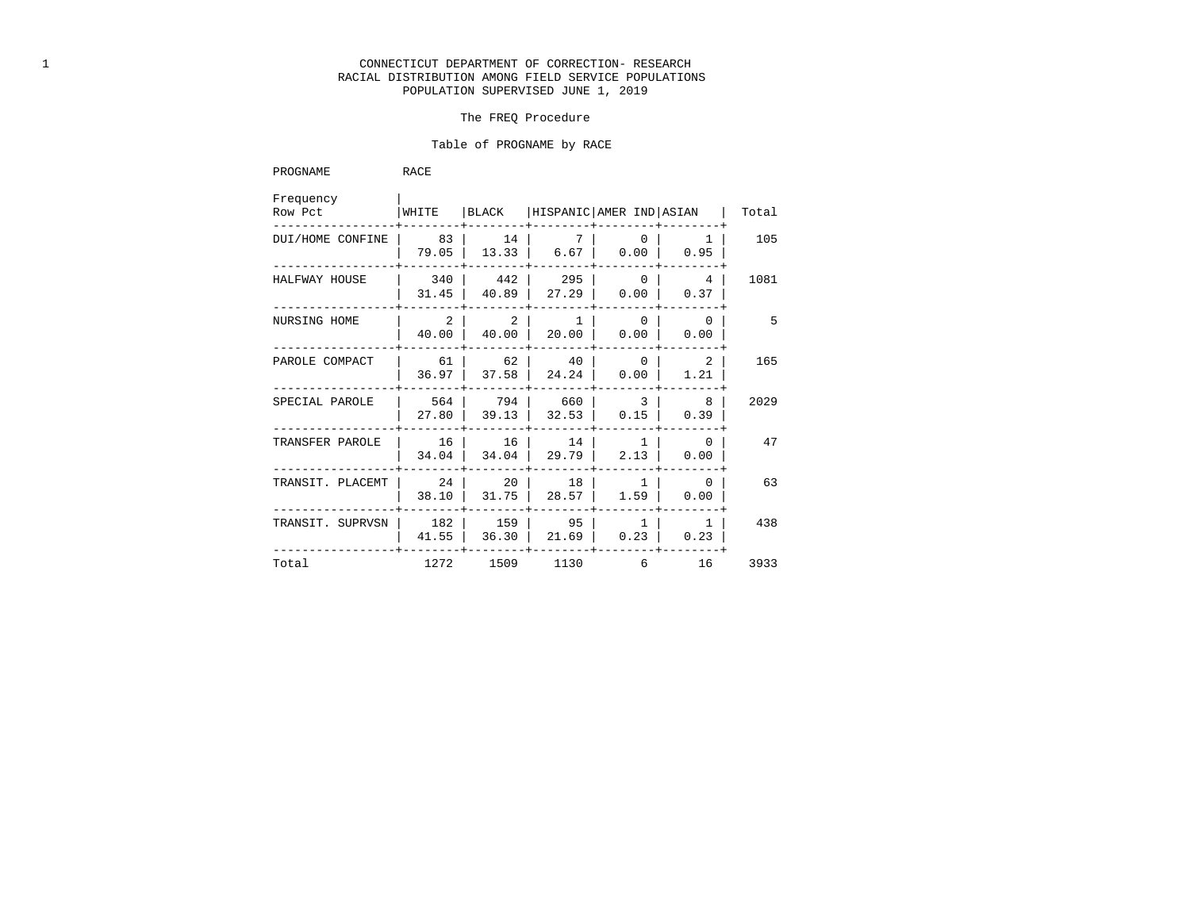CONNECTICUT DEPARTMENT OF CORRECTION- RESEARCH
RACIAL DISTRIBUTION AMONG FIELD SERVICE POPULATIONS
POPULATION SUPERVISED JUNE 1, 2019

The FREQ Procedure

Table of PROGNAME by RACE

| PROGNAME | | WHITE | BLACK | HISPANIC | AMER IND | ASIAN | Total |
|---|---|---|---|---|---|---|---|
| DUI/HOME CONFINE | Frequency | 83 | 14 | 7 | 0 | 1 | 105 |
| | Row Pct | 79.05 | 13.33 | 6.67 | 0.00 | 0.95 | |
| HALFWAY HOUSE | Frequency | 340 | 442 | 295 | 0 | 4 | 1081 |
| | Row Pct | 31.45 | 40.89 | 27.29 | 0.00 | 0.37 | |
| NURSING HOME | Frequency | 2 | 2 | 1 | 0 | 0 | 5 |
| | Row Pct | 40.00 | 40.00 | 20.00 | 0.00 | 0.00 | |
| PAROLE COMPACT | Frequency | 61 | 62 | 40 | 0 | 2 | 165 |
| | Row Pct | 36.97 | 37.58 | 24.24 | 0.00 | 1.21 | |
| SPECIAL PAROLE | Frequency | 564 | 794 | 660 | 3 | 8 | 2029 |
| | Row Pct | 27.80 | 39.13 | 32.53 | 0.15 | 0.39 | |
| TRANSFER PAROLE | Frequency | 16 | 16 | 14 | 1 | 0 | 47 |
| | Row Pct | 34.04 | 34.04 | 29.79 | 2.13 | 0.00 | |
| TRANSIT. PLACEMT | Frequency | 24 | 20 | 18 | 1 | 0 | 63 |
| | Row Pct | 38.10 | 31.75 | 28.57 | 1.59 | 0.00 | |
| TRANSIT. SUPRVSN | Frequency | 182 | 159 | 95 | 1 | 1 | 438 |
| | Row Pct | 41.55 | 36.30 | 21.69 | 0.23 | 0.23 | |
| Total | | 1272 | 1509 | 1130 | 6 | 16 | 3933 |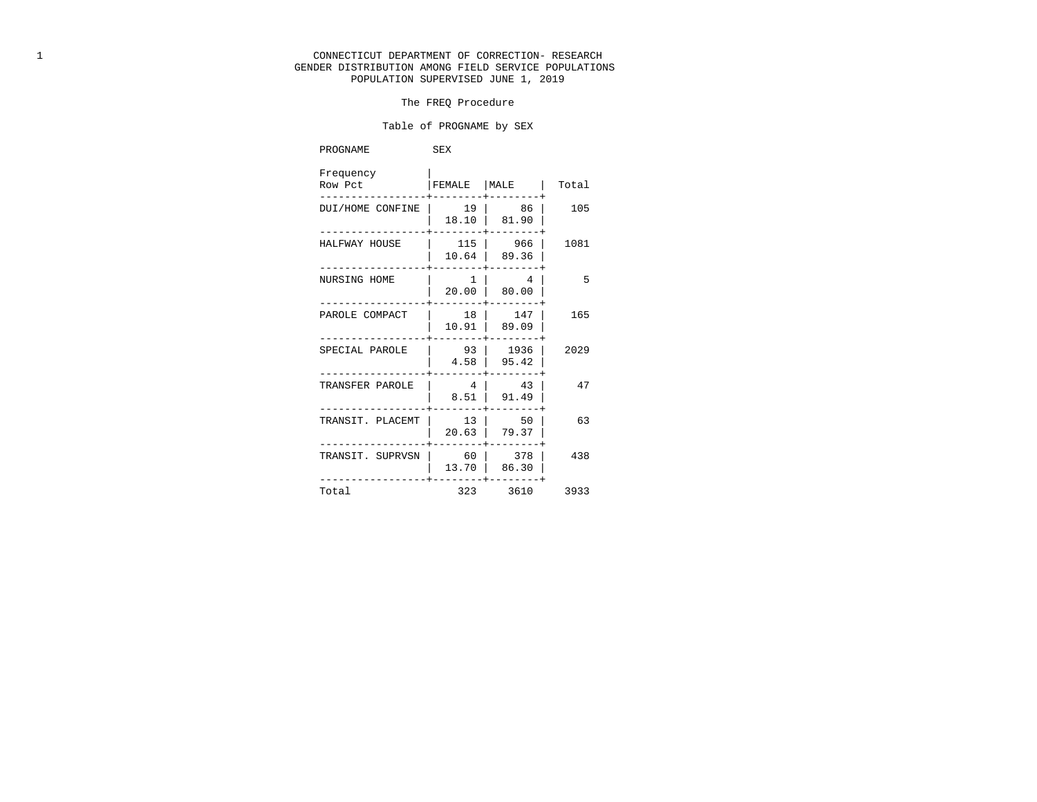CONNECTICUT DEPARTMENT OF CORRECTION- RESEARCH
GENDER DISTRIBUTION AMONG FIELD SERVICE POPULATIONS
POPULATION SUPERVISED JUNE 1, 2019

The FREQ Procedure

Table of PROGNAME by SEX

| PROGNAME (Frequency / Row Pct) | FEMALE | MALE | Total |
|---|---|---|---|
| DUI/HOME CONFINE | 19<br>18.10 | 86<br>81.90 | 105 |
| HALFWAY HOUSE | 115<br>10.64 | 966<br>89.36 | 1081 |
| NURSING HOME | 1<br>20.00 | 4<br>80.00 | 5 |
| PAROLE COMPACT | 18<br>10.91 | 147<br>89.09 | 165 |
| SPECIAL PAROLE | 93<br>4.58 | 1936<br>95.42 | 2029 |
| TRANSFER PAROLE | 4<br>8.51 | 43<br>91.49 | 47 |
| TRANSIT. PLACEMT | 13<br>20.63 | 50<br>79.37 | 63 |
| TRANSIT. SUPRVSN | 60<br>13.70 | 378<br>86.30 | 438 |
| Total | 323 | 3610 | 3933 |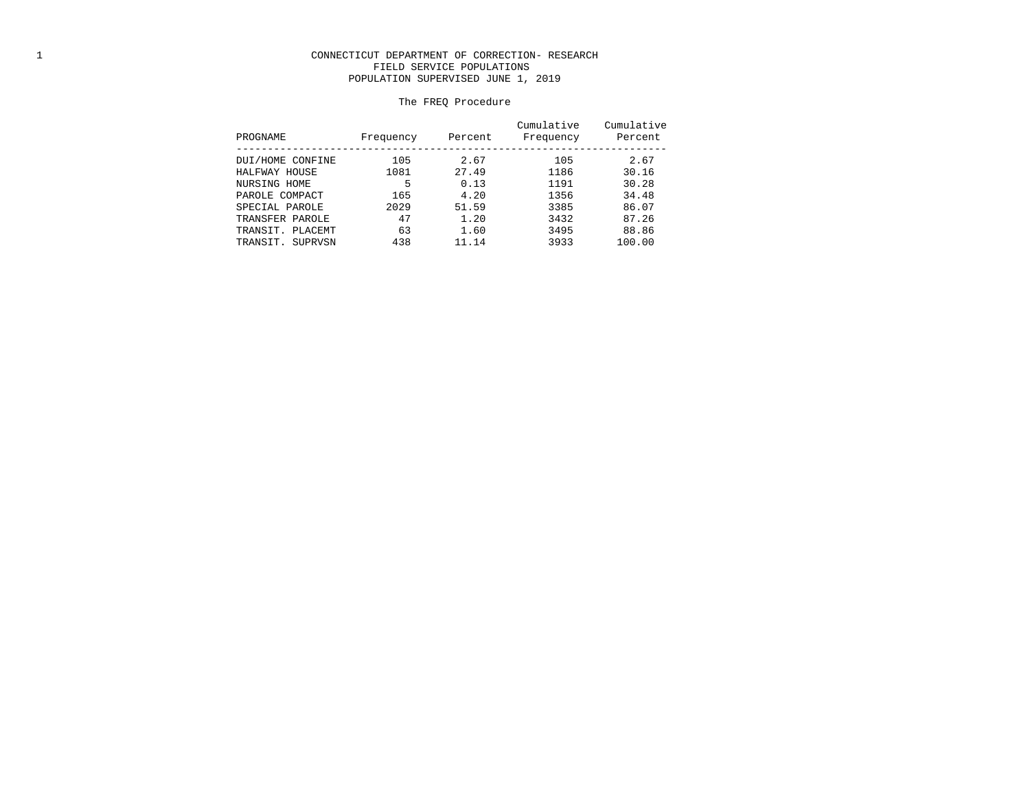CONNECTICUT DEPARTMENT OF CORRECTION- RESEARCH
FIELD SERVICE POPULATIONS
POPULATION SUPERVISED JUNE 1, 2019

The FREQ Procedure

| PROGNAME | Frequency | Percent | Cumulative Frequency | Cumulative Percent |
|---|---|---|---|---|
| DUI/HOME CONFINE | 105 | 2.67 | 105 | 2.67 |
| HALFWAY HOUSE | 1081 | 27.49 | 1186 | 30.16 |
| NURSING HOME | 5 | 0.13 | 1191 | 30.28 |
| PAROLE COMPACT | 165 | 4.20 | 1356 | 34.48 |
| SPECIAL PAROLE | 2029 | 51.59 | 3385 | 86.07 |
| TRANSFER PAROLE | 47 | 1.20 | 3432 | 87.26 |
| TRANSIT. PLACEMT | 63 | 1.60 | 3495 | 88.86 |
| TRANSIT. SUPRVSN | 438 | 11.14 | 3933 | 100.00 |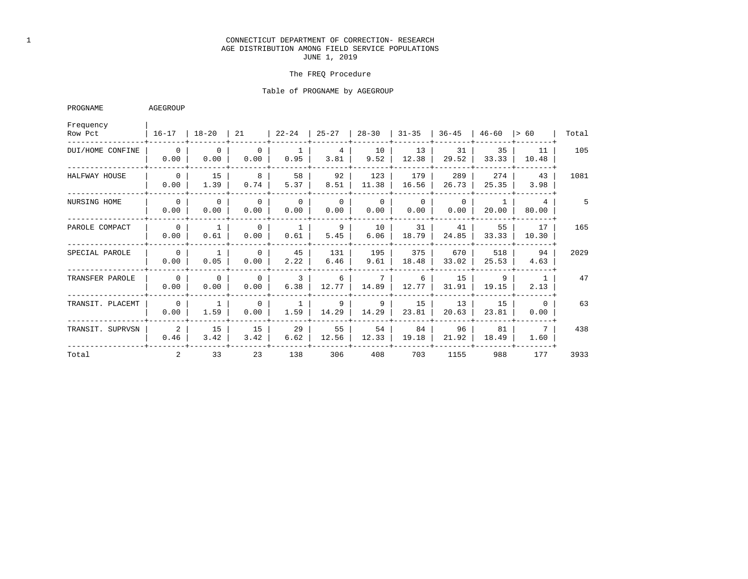CONNECTICUT DEPARTMENT OF CORRECTION- RESEARCH
AGE DISTRIBUTION AMONG FIELD SERVICE POPULATIONS
JUNE 1, 2019

The FREQ Procedure

Table of PROGNAME by AGEGROUP

| PROGNAME / Frequency / Row Pct | 16-17 | 18-20 | 21 | 22-24 | 25-27 | 28-30 | 31-35 | 36-45 | 46-60 | > 60 | Total |
|---|---|---|---|---|---|---|---|---|---|---|---|
| DUI/HOME CONFINE | 0 | 0 | 0 | 1 | 4 | 10 | 13 | 31 | 35 | 11 | 105 |
| | 0.00 | 0.00 | 0.00 | 0.95 | 3.81 | 9.52 | 12.38 | 29.52 | 33.33 | 10.48 | |
| HALFWAY HOUSE | 0 | 15 | 8 | 58 | 92 | 123 | 179 | 289 | 274 | 43 | 1081 |
| | 0.00 | 1.39 | 0.74 | 5.37 | 8.51 | 11.38 | 16.56 | 26.73 | 25.35 | 3.98 | |
| NURSING HOME | 0 | 0 | 0 | 0 | 0 | 0 | 0 | 0 | 1 | 4 | 5 |
| | 0.00 | 0.00 | 0.00 | 0.00 | 0.00 | 0.00 | 0.00 | 0.00 | 20.00 | 80.00 | |
| PAROLE COMPACT | 0 | 1 | 0 | 1 | 9 | 10 | 31 | 41 | 55 | 17 | 165 |
| | 0.00 | 0.61 | 0.00 | 0.61 | 5.45 | 6.06 | 18.79 | 24.85 | 33.33 | 10.30 | |
| SPECIAL PAROLE | 0 | 1 | 0 | 45 | 131 | 195 | 375 | 670 | 518 | 94 | 2029 |
| | 0.00 | 0.05 | 0.00 | 2.22 | 6.46 | 9.61 | 18.48 | 33.02 | 25.53 | 4.63 | |
| TRANSFER PAROLE | 0 | 0 | 0 | 3 | 6 | 7 | 6 | 15 | 9 | 1 | 47 |
| | 0.00 | 0.00 | 0.00 | 6.38 | 12.77 | 14.89 | 12.77 | 31.91 | 19.15 | 2.13 | |
| TRANSIT. PLACEMT | 0 | 1 | 0 | 1 | 9 | 9 | 15 | 13 | 15 | 0 | 63 |
| | 0.00 | 1.59 | 0.00 | 1.59 | 14.29 | 14.29 | 23.81 | 20.63 | 23.81 | 0.00 | |
| TRANSIT. SUPRVSN | 2 | 15 | 15 | 29 | 55 | 54 | 84 | 96 | 81 | 7 | 438 |
| | 0.46 | 3.42 | 3.42 | 6.62 | 12.56 | 12.33 | 19.18 | 21.92 | 18.49 | 1.60 | |
| Total | 2 | 33 | 23 | 138 | 306 | 408 | 703 | 1155 | 988 | 177 | 3933 |